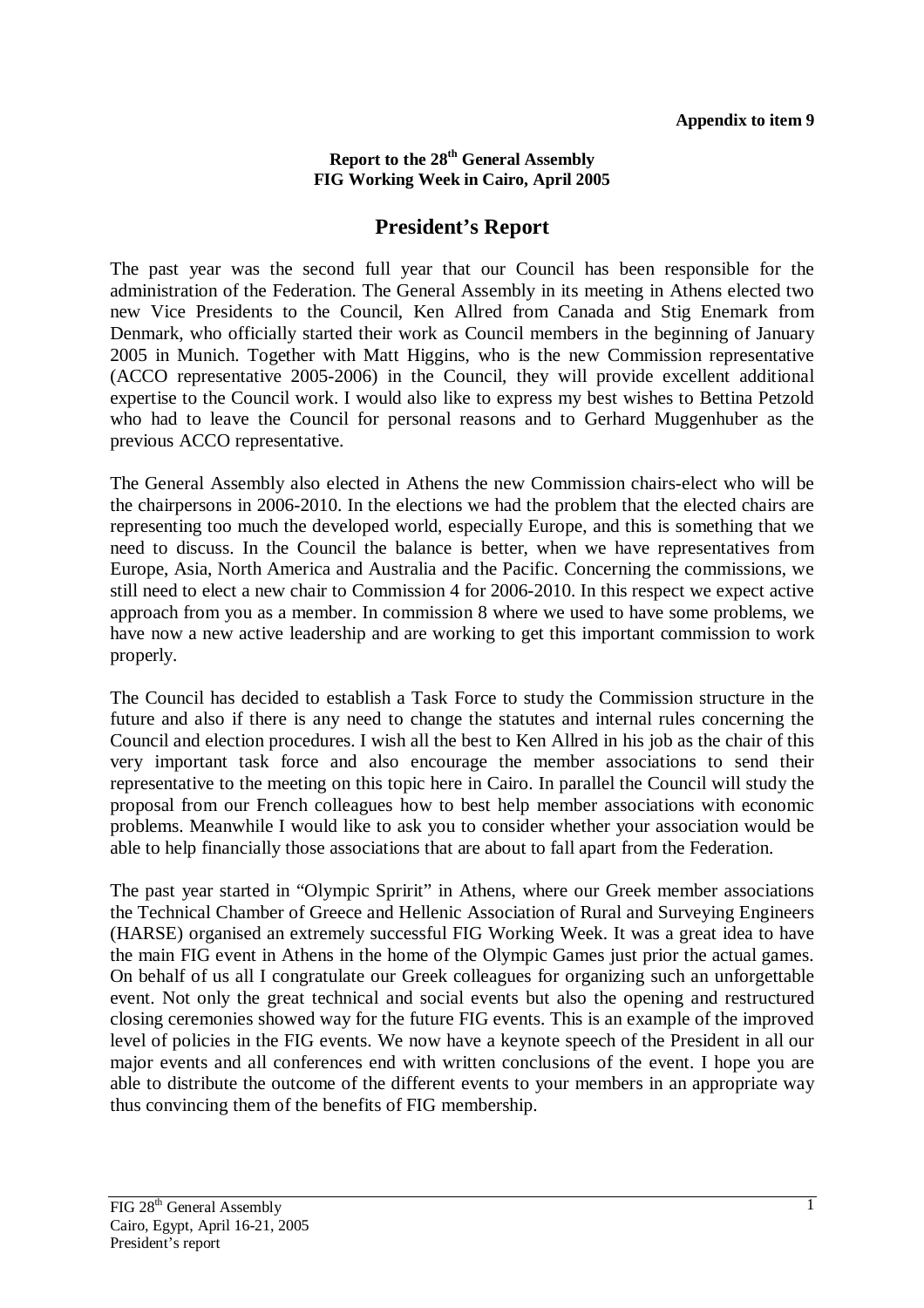**Appendix to item 9**

**Report to the 28th General Assembly**
**FIG Working Week in Cairo, April 2005**

# President's Report

The past year was the second full year that our Council has been responsible for the administration of the Federation. The General Assembly in its meeting in Athens elected two new Vice Presidents to the Council, Ken Allred from Canada and Stig Enemark from Denmark, who officially started their work as Council members in the beginning of January 2005 in Munich. Together with Matt Higgins, who is the new Commission representative (ACCO representative 2005-2006) in the Council, they will provide excellent additional expertise to the Council work. I would also like to express my best wishes to Bettina Petzold who had to leave the Council for personal reasons and to Gerhard Muggenhuber as the previous ACCO representative.

The General Assembly also elected in Athens the new Commission chairs-elect who will be the chairpersons in 2006-2010. In the elections we had the problem that the elected chairs are representing too much the developed world, especially Europe, and this is something that we need to discuss. In the Council the balance is better, when we have representatives from Europe, Asia, North America and Australia and the Pacific. Concerning the commissions, we still need to elect a new chair to Commission 4 for 2006-2010. In this respect we expect active approach from you as a member. In commission 8 where we used to have some problems, we have now a new active leadership and are working to get this important commission to work properly.

The Council has decided to establish a Task Force to study the Commission structure in the future and also if there is any need to change the statutes and internal rules concerning the Council and election procedures. I wish all the best to Ken Allred in his job as the chair of this very important task force and also encourage the member associations to send their representative to the meeting on this topic here in Cairo. In parallel the Council will study the proposal from our French colleagues how to best help member associations with economic problems. Meanwhile I would like to ask you to consider whether your association would be able to help financially those associations that are about to fall apart from the Federation.

The past year started in "Olympic Spririt" in Athens, where our Greek member associations the Technical Chamber of Greece and Hellenic Association of Rural and Surveying Engineers (HARSE) organised an extremely successful FIG Working Week. It was a great idea to have the main FIG event in Athens in the home of the Olympic Games just prior the actual games. On behalf of us all I congratulate our Greek colleagues for organizing such an unforgettable event. Not only the great technical and social events but also the opening and restructured closing ceremonies showed way for the future FIG events. This is an example of the improved level of policies in the FIG events. We now have a keynote speech of the President in all our major events and all conferences end with written conclusions of the event. I hope you are able to distribute the outcome of the different events to your members in an appropriate way thus convincing them of the benefits of FIG membership.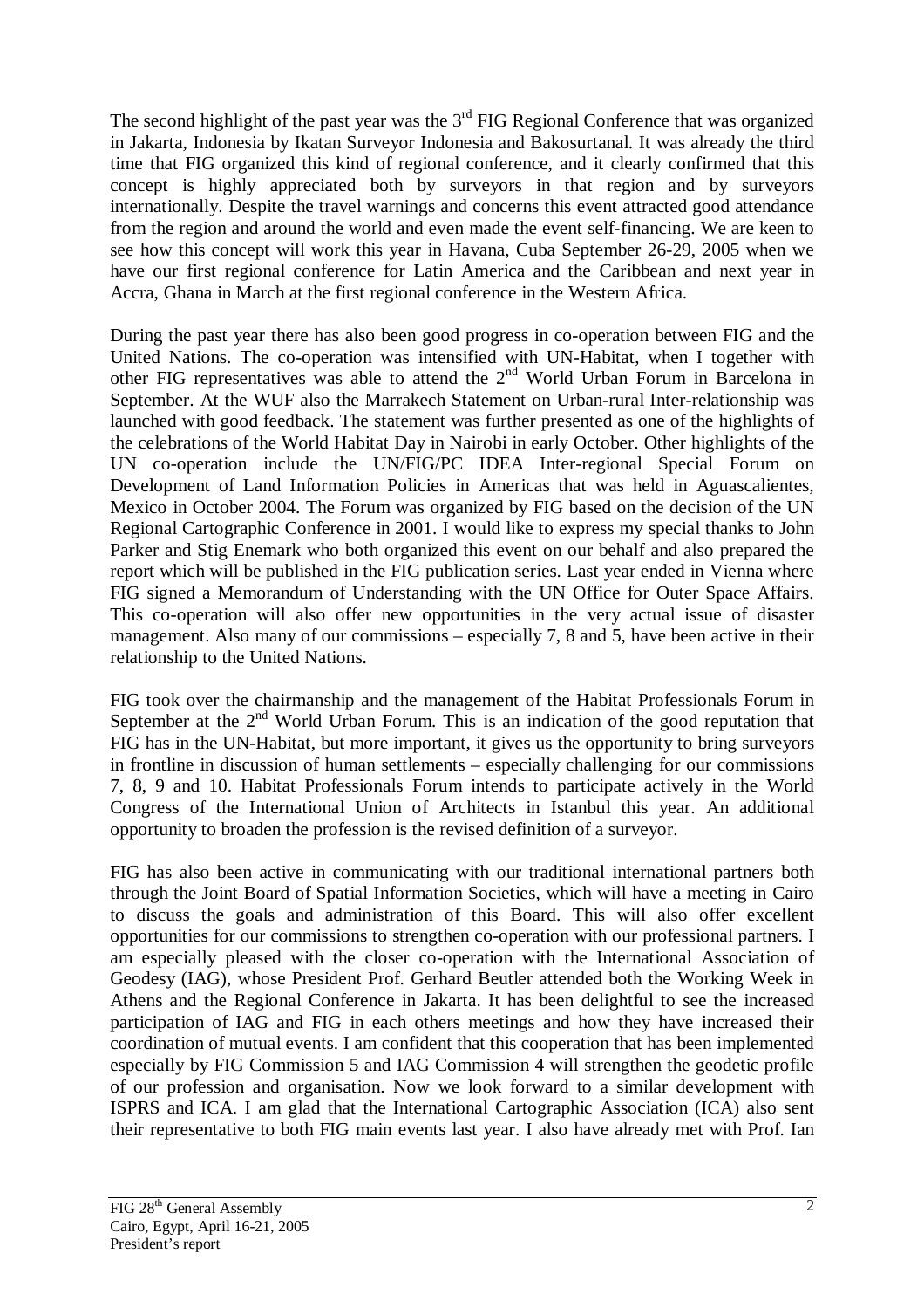The second highlight of the past year was the 3rd FIG Regional Conference that was organized in Jakarta, Indonesia by Ikatan Surveyor Indonesia and Bakosurtanal. It was already the third time that FIG organized this kind of regional conference, and it clearly confirmed that this concept is highly appreciated both by surveyors in that region and by surveyors internationally. Despite the travel warnings and concerns this event attracted good attendance from the region and around the world and even made the event self-financing. We are keen to see how this concept will work this year in Havana, Cuba September 26-29, 2005 when we have our first regional conference for Latin America and the Caribbean and next year in Accra, Ghana in March at the first regional conference in the Western Africa.

During the past year there has also been good progress in co-operation between FIG and the United Nations. The co-operation was intensified with UN-Habitat, when I together with other FIG representatives was able to attend the 2nd World Urban Forum in Barcelona in September. At the WUF also the Marrakech Statement on Urban-rural Inter-relationship was launched with good feedback. The statement was further presented as one of the highlights of the celebrations of the World Habitat Day in Nairobi in early October. Other highlights of the UN co-operation include the UN/FIG/PC IDEA Inter-regional Special Forum on Development of Land Information Policies in Americas that was held in Aguascalientes, Mexico in October 2004. The Forum was organized by FIG based on the decision of the UN Regional Cartographic Conference in 2001. I would like to express my special thanks to John Parker and Stig Enemark who both organized this event on our behalf and also prepared the report which will be published in the FIG publication series. Last year ended in Vienna where FIG signed a Memorandum of Understanding with the UN Office for Outer Space Affairs. This co-operation will also offer new opportunities in the very actual issue of disaster management. Also many of our commissions – especially 7, 8 and 5, have been active in their relationship to the United Nations.

FIG took over the chairmanship and the management of the Habitat Professionals Forum in September at the 2nd World Urban Forum. This is an indication of the good reputation that FIG has in the UN-Habitat, but more important, it gives us the opportunity to bring surveyors in frontline in discussion of human settlements – especially challenging for our commissions 7, 8, 9 and 10. Habitat Professionals Forum intends to participate actively in the World Congress of the International Union of Architects in Istanbul this year. An additional opportunity to broaden the profession is the revised definition of a surveyor.

FIG has also been active in communicating with our traditional international partners both through the Joint Board of Spatial Information Societies, which will have a meeting in Cairo to discuss the goals and administration of this Board. This will also offer excellent opportunities for our commissions to strengthen co-operation with our professional partners. I am especially pleased with the closer co-operation with the International Association of Geodesy (IAG), whose President Prof. Gerhard Beutler attended both the Working Week in Athens and the Regional Conference in Jakarta. It has been delightful to see the increased participation of IAG and FIG in each others meetings and how they have increased their coordination of mutual events. I am confident that this cooperation that has been implemented especially by FIG Commission 5 and IAG Commission 4 will strengthen the geodetic profile of our profession and organisation. Now we look forward to a similar development with ISPRS and ICA. I am glad that the International Cartographic Association (ICA) also sent their representative to both FIG main events last year. I also have already met with Prof. Ian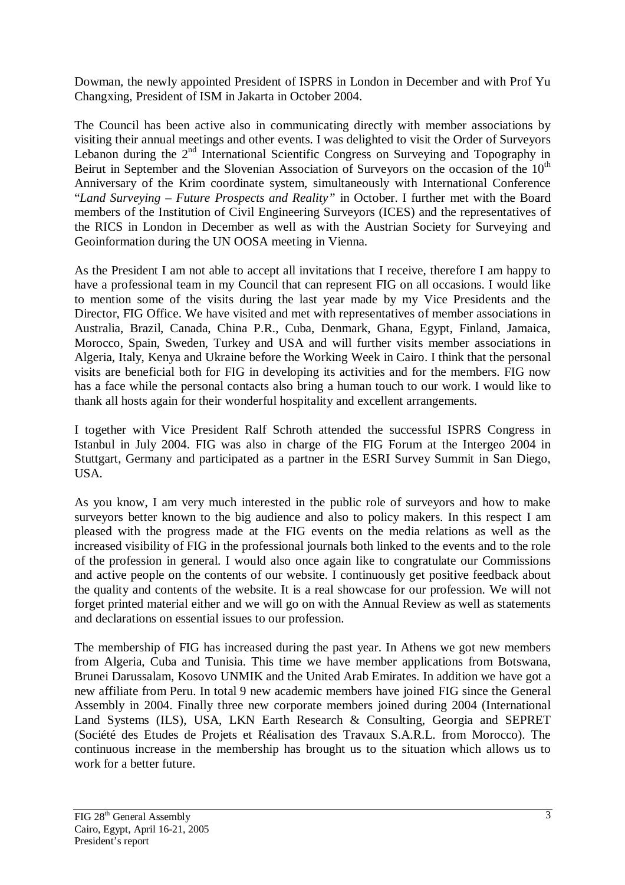Dowman, the newly appointed President of ISPRS in London in December and with Prof Yu Changxing, President of ISM in Jakarta in October 2004.

The Council has been active also in communicating directly with member associations by visiting their annual meetings and other events. I was delighted to visit the Order of Surveyors Lebanon during the 2nd International Scientific Congress on Surveying and Topography in Beirut in September and the Slovenian Association of Surveyors on the occasion of the 10th Anniversary of the Krim coordinate system, simultaneously with International Conference "*Land Surveying – Future Prospects and Reality"* in October. I further met with the Board members of the Institution of Civil Engineering Surveyors (ICES) and the representatives of the RICS in London in December as well as with the Austrian Society for Surveying and Geoinformation during the UN OOSA meeting in Vienna.

As the President I am not able to accept all invitations that I receive, therefore I am happy to have a professional team in my Council that can represent FIG on all occasions. I would like to mention some of the visits during the last year made by my Vice Presidents and the Director, FIG Office. We have visited and met with representatives of member associations in Australia, Brazil, Canada, China P.R., Cuba, Denmark, Ghana, Egypt, Finland, Jamaica, Morocco, Spain, Sweden, Turkey and USA and will further visits member associations in Algeria, Italy, Kenya and Ukraine before the Working Week in Cairo. I think that the personal visits are beneficial both for FIG in developing its activities and for the members. FIG now has a face while the personal contacts also bring a human touch to our work. I would like to thank all hosts again for their wonderful hospitality and excellent arrangements.

I together with Vice President Ralf Schroth attended the successful ISPRS Congress in Istanbul in July 2004. FIG was also in charge of the FIG Forum at the Intergeo 2004 in Stuttgart, Germany and participated as a partner in the ESRI Survey Summit in San Diego, USA.

As you know, I am very much interested in the public role of surveyors and how to make surveyors better known to the big audience and also to policy makers. In this respect I am pleased with the progress made at the FIG events on the media relations as well as the increased visibility of FIG in the professional journals both linked to the events and to the role of the profession in general. I would also once again like to congratulate our Commissions and active people on the contents of our website. I continuously get positive feedback about the quality and contents of the website. It is a real showcase for our profession. We will not forget printed material either and we will go on with the Annual Review as well as statements and declarations on essential issues to our profession.

The membership of FIG has increased during the past year. In Athens we got new members from Algeria, Cuba and Tunisia. This time we have member applications from Botswana, Brunei Darussalam, Kosovo UNMIK and the United Arab Emirates. In addition we have got a new affiliate from Peru. In total 9 new academic members have joined FIG since the General Assembly in 2004. Finally three new corporate members joined during 2004 (International Land Systems (ILS), USA, LKN Earth Research & Consulting, Georgia and SEPRET (Société des Etudes de Projets et Réalisation des Travaux S.A.R.L. from Morocco). The continuous increase in the membership has brought us to the situation which allows us to work for a better future.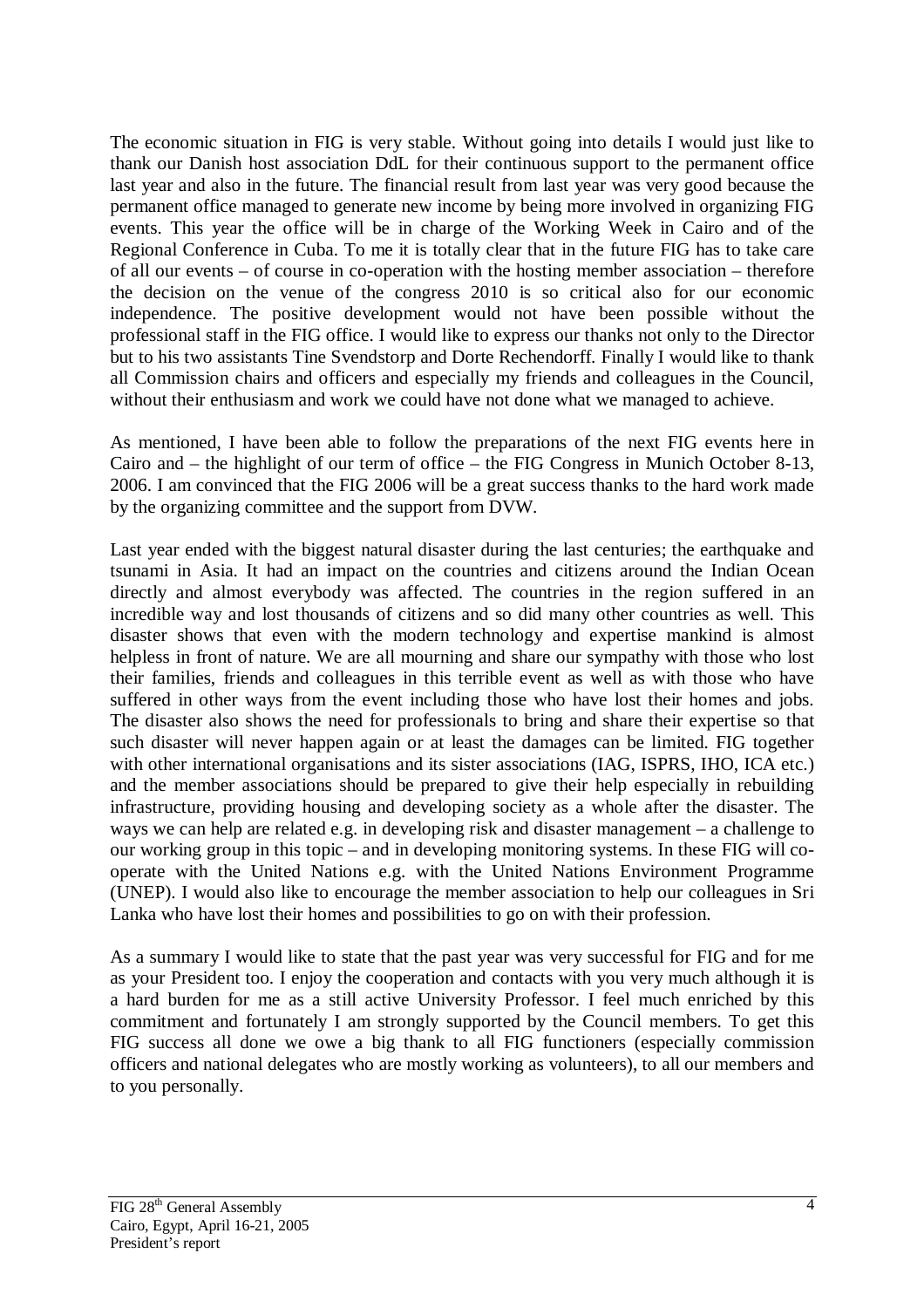The economic situation in FIG is very stable. Without going into details I would just like to thank our Danish host association DdL for their continuous support to the permanent office last year and also in the future. The financial result from last year was very good because the permanent office managed to generate new income by being more involved in organizing FIG events. This year the office will be in charge of the Working Week in Cairo and of the Regional Conference in Cuba. To me it is totally clear that in the future FIG has to take care of all our events – of course in co-operation with the hosting member association – therefore the decision on the venue of the congress 2010 is so critical also for our economic independence. The positive development would not have been possible without the professional staff in the FIG office. I would like to express our thanks not only to the Director but to his two assistants Tine Svendstorp and Dorte Rechendorff. Finally I would like to thank all Commission chairs and officers and especially my friends and colleagues in the Council, without their enthusiasm and work we could have not done what we managed to achieve.

As mentioned, I have been able to follow the preparations of the next FIG events here in Cairo and – the highlight of our term of office – the FIG Congress in Munich October 8-13, 2006. I am convinced that the FIG 2006 will be a great success thanks to the hard work made by the organizing committee and the support from DVW.

Last year ended with the biggest natural disaster during the last centuries; the earthquake and tsunami in Asia. It had an impact on the countries and citizens around the Indian Ocean directly and almost everybody was affected. The countries in the region suffered in an incredible way and lost thousands of citizens and so did many other countries as well. This disaster shows that even with the modern technology and expertise mankind is almost helpless in front of nature. We are all mourning and share our sympathy with those who lost their families, friends and colleagues in this terrible event as well as with those who have suffered in other ways from the event including those who have lost their homes and jobs. The disaster also shows the need for professionals to bring and share their expertise so that such disaster will never happen again or at least the damages can be limited. FIG together with other international organisations and its sister associations (IAG, ISPRS, IHO, ICA etc.) and the member associations should be prepared to give their help especially in rebuilding infrastructure, providing housing and developing society as a whole after the disaster. The ways we can help are related e.g. in developing risk and disaster management – a challenge to our working group in this topic – and in developing monitoring systems. In these FIG will co-operate with the United Nations e.g. with the United Nations Environment Programme (UNEP). I would also like to encourage the member association to help our colleagues in Sri Lanka who have lost their homes and possibilities to go on with their profession.

As a summary I would like to state that the past year was very successful for FIG and for me as your President too. I enjoy the cooperation and contacts with you very much although it is a hard burden for me as a still active University Professor. I feel much enriched by this commitment and fortunately I am strongly supported by the Council members. To get this FIG success all done we owe a big thank to all FIG functioners (especially commission officers and national delegates who are mostly working as volunteers), to all our members and to you personally.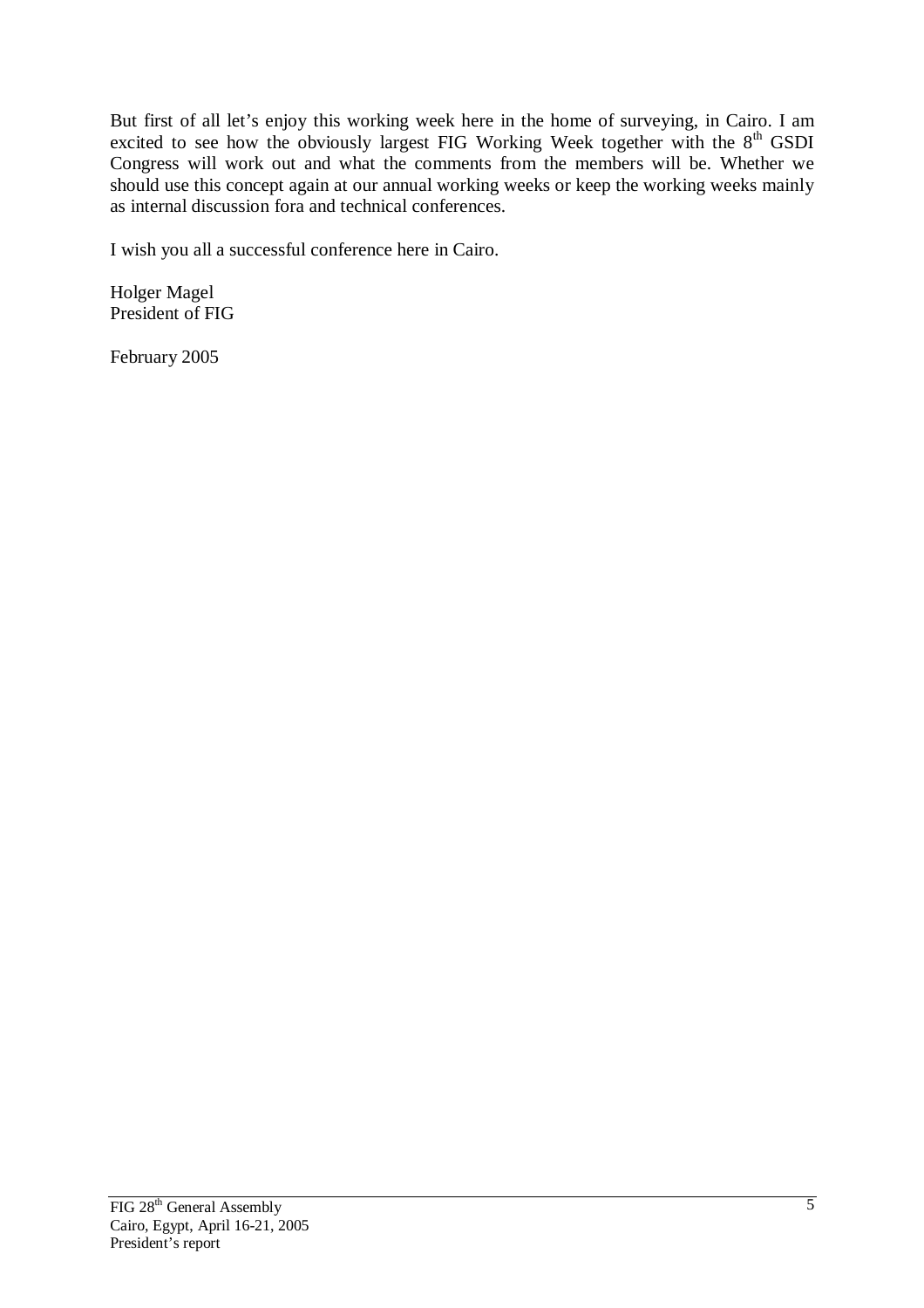But first of all let's enjoy this working week here in the home of surveying, in Cairo. I am excited to see how the obviously largest FIG Working Week together with the 8th GSDI Congress will work out and what the comments from the members will be. Whether we should use this concept again at our annual working weeks or keep the working weeks mainly as internal discussion fora and technical conferences.

I wish you all a successful conference here in Cairo.

Holger Magel
President of FIG

February 2005